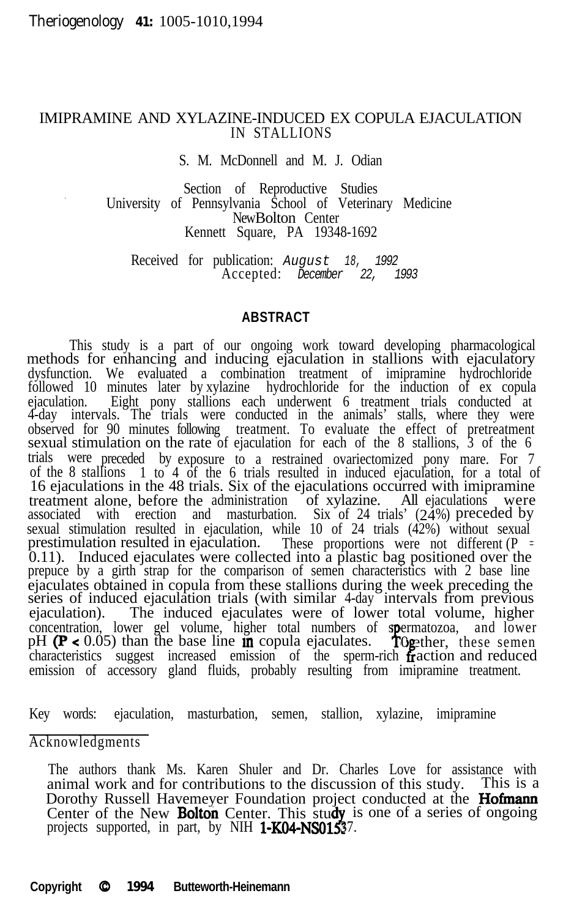# IMIPRAMINE AND XYLAZINE-INDUCED EX COPULA EJACULATION IN STALLIONS

S. M. McDonnell and M. J. Odian

Section of Reproductive Studies
University of Pennsylvania School of Veterinary Medicine
New Bolton Center
Kennett Square, PA 19348-1692

Received for publication: *August 18, 1992*
Accepted: *December 22, 1993*

## ABSTRACT

This study is a part of our ongoing work toward developing pharmacological methods for enhancing and inducing ejaculation in stallions with ejaculatory dysfunction. We evaluated a combination treatment of imipramine hydrochloride followed 10 minutes later by xylazine hydrochloride for the induction of ex copula ejaculation. Eight pony stallions each underwent 6 treatment trials conducted at 4-day intervals. The trials were conducted in the animals' stalls, where they were observed for 90 minutes following treatment. To evaluate the effect of pretreatment sexual stimulation on the rate of ejaculation for each of the 8 stallions, 3 of the 6 trials were preceded by exposure to a restrained ovariectomized pony mare. For 7 of the 8 stallions 1 to 4 of the 6 trials resulted in induced ejaculation, for a total of 16 ejaculations in the 48 trials. Six of the ejaculations occurred with imipramine treatment alone, before the administration of xylazine. All ejaculations were associated with erection and masturbation. Six of 24 trials' (24%) preceded by sexual stimulation resulted in ejaculation, while 10 of 24 trials (42%) without sexual prestimulation resulted in ejaculation. These proportions were not different ($P = 0.11$). Induced ejaculates were collected into a plastic bag positioned over the prepuce by a girth strap for the comparison of semen characteristics with 2 base line ejaculates obtained in copula from these stallions during the week preceding the series of induced ejaculation trials (with similar 4-day intervals from previous ejaculation). The induced ejaculates were of lower total volume, higher concentration, lower gel volume, higher total numbers of spermatozoa, and lower pH ($P < 0.05$) than the base line in copula ejaculates. Together, these semen characteristics suggest increased emission of the sperm-rich fraction and reduced emission of accessory gland fluids, probably resulting from imipramine treatment.

Key words: ejaculation, masturbation, semen, stallion, xylazine, imipramine

## Acknowledgments

The authors thank Ms. Karen Shuler and Dr. Charles Love for assistance with animal work and for contributions to the discussion of this study. This is a Dorothy Russell Havemeyer Foundation project conducted at the Hofmann Center of the New Bolton Center. This study is one of a series of ongoing projects supported, in part, by NIH 1-K04-NS01537.

Copyright © 1994 Butteworth-Heinemann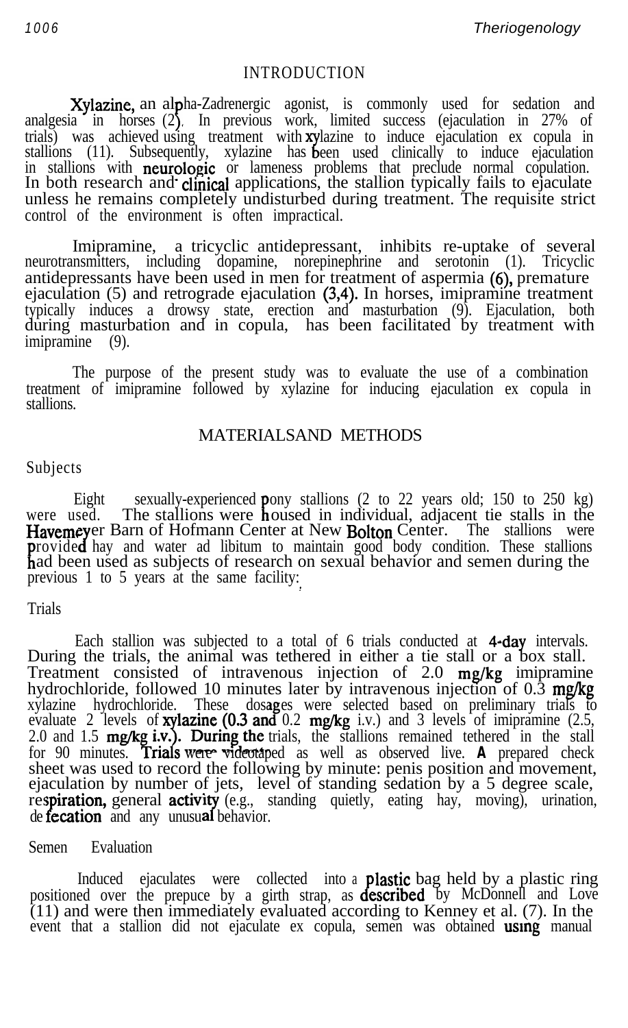## INTRODUCTION

Xylazine, an alpha-2adrenergic agonist, is commonly used for sedation and analgesia in horses (2). In previous work, limited success (ejaculation in 27% of trials) was achieved using treatment with xylazine to induce ejaculation ex copula in stallions (11). Subsequently, xylazine has been used clinically to induce ejaculation in stallions with neurologic or lameness problems that preclude normal copulation. In both research and clinical applications, the stallion typically fails to ejaculate unless he remains completely undisturbed during treatment. The requisite strict control of the environment is often impractical.

Imipramine, a tricyclic antidepressant, inhibits re-uptake of several neurotransmitters, including dopamine, norepinephrine and serotonin (1). Tricyclic antidepressants have been used in men for treatment of aspermia (6), premature ejaculation (5) and retrograde ejaculation (3,4). In horses, imipramine treatment typically induces a drowsy state, erection and masturbation (9). Ejaculation, both during masturbation and in copula, has been facilitated by treatment with imipramine (9).

The purpose of the present study was to evaluate the use of a combination treatment of imipramine followed by xylazine for inducing ejaculation ex copula in stallions.

## MATERIALS AND METHODS

### Subjects

Eight sexually-experienced pony stallions (2 to 22 years old; 150 to 250 kg) were used. The stallions were housed in individual, adjacent tie stalls in the Havemeyer Barn of Hofmann Center at New Bolton Center. The stallions were provided hay and water ad libitum to maintain good body condition. These stallions had been used as subjects of research on sexual behavior and semen during the previous 1 to 5 years at the same facility.

### Trials

Each stallion was subjected to a total of 6 trials conducted at 4-day intervals. During the trials, the animal was tethered in either a tie stall or a box stall. Treatment consisted of intravenous injection of 2.0 mg/kg imipramine hydrochloride, followed 10 minutes later by intravenous injection of 0.3 mg/kg xylazine hydrochloride. These dosages were selected based on preliminary trials to evaluate 2 levels of xylazine (0.3 and 0.2 mg/kg i.v.) and 3 levels of imipramine (2.5, 2.0 and 1.5 mg/kg i.v.). During the trials, the stallions remained tethered in the stall for 90 minutes. Trials were videotaped as well as observed live. A prepared check sheet was used to record the following by minute: penis position and movement, ejaculation by number of jets, level of standing sedation by a 5 degree scale, respiration, general activity (e.g., standing quietly, eating hay, moving), urination, defecation and any unusual behavior.

### Semen Evaluation

Induced ejaculates were collected into a plastic bag held by a plastic ring positioned over the prepuce by a girth strap, as described by McDonnell and Love (11) and were then immediately evaluated according to Kenney et al. (7). In the event that a stallion did not ejaculate ex copula, semen was obtained using manual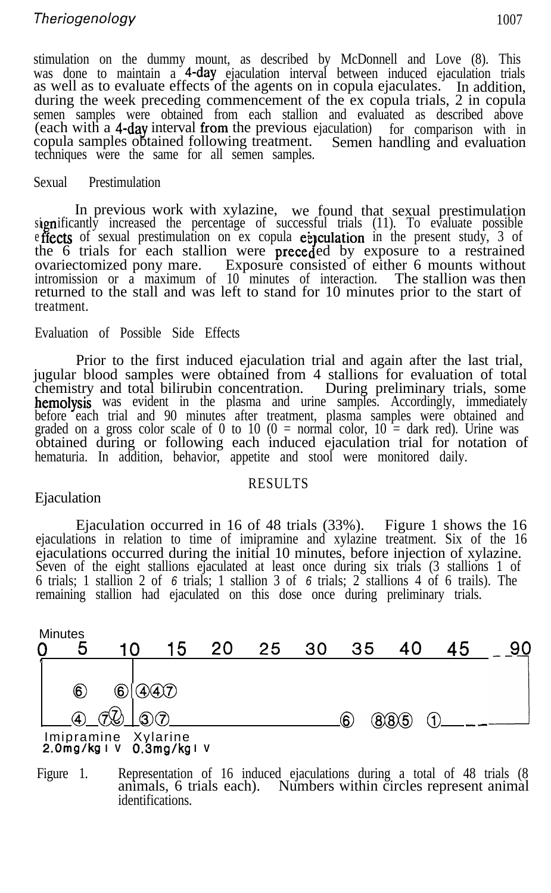stimulation on the dummy mount, as described by McDonnell and Love (8). This was done to maintain a 4-day ejaculation interval between induced ejaculation trials as well as to evaluate effects of the agents on in copula ejaculates. In addition, during the week preceding commencement of the ex copula trials, 2 in copula semen samples were obtained from each stallion and evaluated as described above (each with a 4-day interval from the previous ejaculation) for comparison with in copula samples obtained following treatment. Semen handling and evaluation techniques were the same for all semen samples.

## Sexual Prestimulation

In previous work with xylazine, we found that sexual prestimulation significantly increased the percentage of successful trials (11). To evaluate possible effects of sexual prestimulation on ex copula ejaculation in the present study, 3 of the 6 trials for each stallion were preceded by exposure to a restrained ovariectomized pony mare. Exposure consisted of either 6 mounts without intromission or a maximum of 10 minutes of interaction. The stallion was then returned to the stall and was left to stand for 10 minutes prior to the start of treatment.

## Evaluation of Possible Side Effects

Prior to the first induced ejaculation trial and again after the last trial, jugular blood samples were obtained from 4 stallions for evaluation of total chemistry and total bilirubin concentration. During preliminary trials, some hemolysis was evident in the plasma and urine samples. Accordingly, immediately before each trial and 90 minutes after treatment, plasma samples were obtained and graded on a gross color scale of 0 to 10 (0 = normal color, 10 = dark red). Urine was obtained during or following each induced ejaculation trial for notation of hematuria. In addition, behavior, appetite and stool were monitored daily.

# RESULTS

## Ejaculation

Ejaculation occurred in 16 of 48 trials (33%). Figure 1 shows the 16 ejaculations in relation to time of imipramine and xylazine treatment. Six of the 16 ejaculations occurred during the initial 10 minutes, before injection of xylazine. Seven of the eight stallions ejaculated at least once during six trials (3 stallions 1 of 6 trials; 1 stallion 2 of 6 trials; 1 stallion 3 of 6 trials; 2 stallions 4 of 6 trails). The remaining stallion had ejaculated on this dose once during preliminary trials.

Figure 1. Representation of 16 induced ejaculations during a total of 48 trials (8 animals, 6 trials each). Numbers within circles represent animal identifications.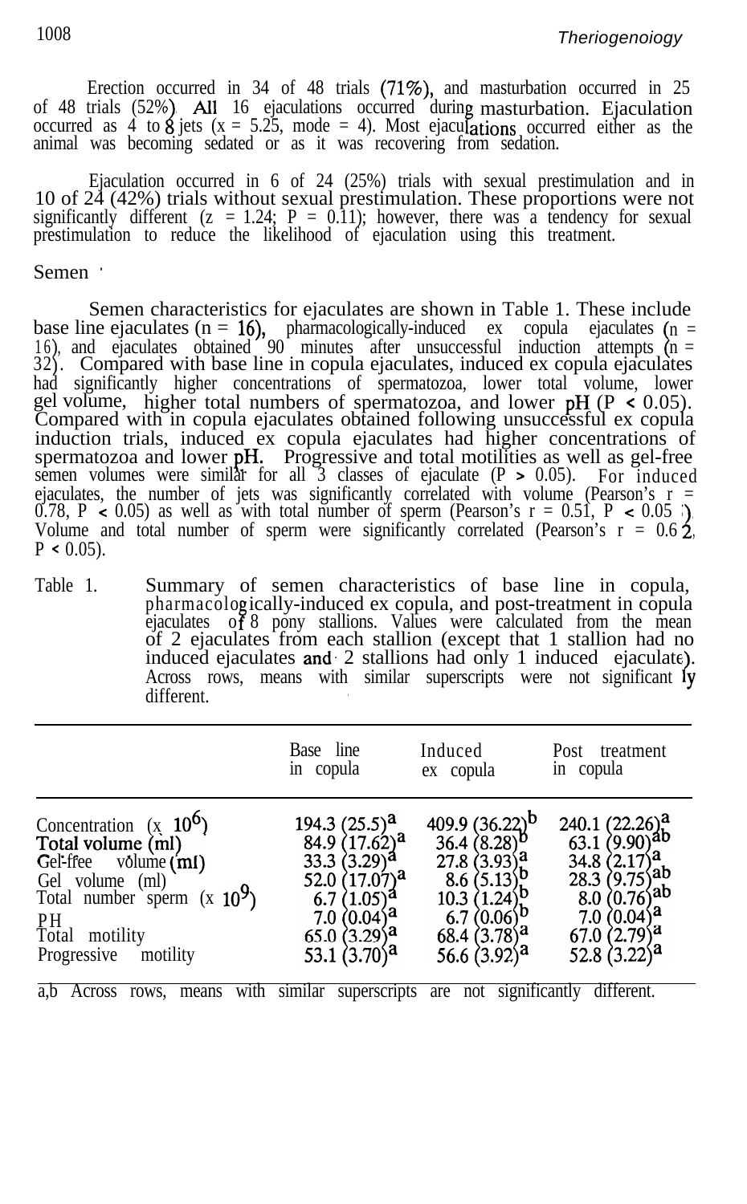Erection occurred in 34 of 48 trials (71%), and masturbation occurred in 25 of 48 trials (52%). All 16 ejaculations occurred during masturbation. Ejaculation occurred as 4 to 8 jets ($\bar{x}$ = 5.25, mode = 4). Most ejaculations occurred either as the animal was becoming sedated or as it was recovering from sedation.

Ejaculation occurred in 6 of 24 (25%) trials with sexual prestimulation and in 10 of 24 (42%) trials without sexual prestimulation. These proportions were not significantly different ($z = 1.24$; $P = 0.11$); however, there was a tendency for sexual prestimulation to reduce the likelihood of ejaculation using this treatment.

## Semen

Semen characteristics for ejaculates are shown in Table 1. These include base line ejaculates (n = 16), pharmacologically-induced ex copula ejaculates (n = 16), and ejaculates obtained 90 minutes after unsuccessful induction attempts (n = 32). Compared with base line in copula ejaculates, induced ex copula ejaculates had significantly higher concentrations of spermatozoa, lower total volume, lower gel volume, higher total numbers of spermatozoa, and lower pH ($P < 0.05$). Compared with in copula ejaculates obtained following unsuccessful ex copula induction trials, induced ex copula ejaculates had higher concentrations of spermatozoa and lower pH. Progressive and total motilities as well as gel-free semen volumes were similar for all 3 classes of ejaculate ($P > 0.05$). For induced ejaculates, the number of jets was significantly correlated with volume (Pearson's $r = 0.78$, $P < 0.05$) as well as with total number of sperm (Pearson's $r = 0.51$, $P < 0.05$). Volume and total number of sperm were significantly correlated (Pearson's $r = 0.62$, $P < 0.05$).

Table 1. Summary of semen characteristics of base line in copula, pharmacologically-induced ex copula, and post-treatment in copula ejaculates of 8 pony stallions. Values were calculated from the mean of 2 ejaculates from each stallion (except that 1 stallion had no induced ejaculates and 2 stallions had only 1 induced ejaculate). Across rows, means with similar superscripts were not significantly different.

| | Base line in copula | Induced ex copula | Post treatment in copula |
|---|---|---|---|
| Concentration (x $10^6$) | 194.3 (25.5)[a] | 409.9 (36.22)[b] | 240.1 (22.26)[a] |
| Total volume (ml) | 84.9 (17.62)[a] | 36.4 (8.28)[b] | 63.1 (9.90)[ab] |
| Gel-free volume (ml) | 33.3 (3.29)[a] | 27.8 (3.93)[a] | 34.8 (2.17)[a] |
| Gel volume (ml) | 52.0 (17.07)[a] | 8.6 (5.13)[b] | 28.3 (9.75)[ab] |
| Total number sperm (x $10^9$) | 6.7 (1.05)[a] | 10.3 (1.24)[b] | 8.0 (0.76)[ab] |
| pH | 7.0 (0.04)[a] | 6.7 (0.06)[b] | 7.0 (0.04)[a] |
| Total motility | 65.0 (3.29)[a] | 68.4 (3.78)[a] | 67.0 (2.79)[a] |
| Progressive motility | 53.1 (3.70)[a] | 56.6 (3.92)[a] | 52.8 (3.22)[a] |

a,b Across rows, means with similar superscripts are not significantly different.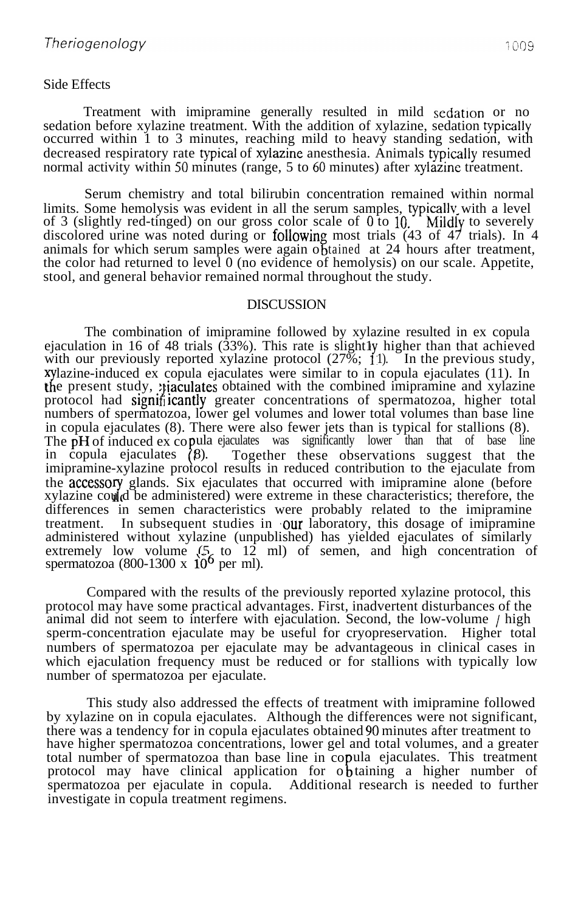Side Effects

Treatment with imipramine generally resulted in mild sedation or no sedation before xylazine treatment. With the addition of xylazine, sedation typically occurred within 1 to 3 minutes, reaching mild to heavy standing sedation, with decreased respiratory rate typical of xylazine anesthesia. Animals typically resumed normal activity within 50 minutes (range, 5 to 60 minutes) after xylazine treatment.

Serum chemistry and total bilirubin concentration remained within normal limits. Some hemolysis was evident in all the serum samples, typically with a level of 3 (slightly red-tinged) on our gross color scale of 0 to 10. Mildly to severely discolored urine was noted during or following most trials (43 of 47 trials). In 4 animals for which serum samples were again obtained at 24 hours after treatment, the color had returned to level 0 (no evidence of hemolysis) on our scale. Appetite, stool, and general behavior remained normal throughout the study.

## DISCUSSION

The combination of imipramine followed by xylazine resulted in ex copula ejaculation in 16 of 48 trials (33%). This rate is slightly higher than that achieved with our previously reported xylazine protocol (27%; 11). In the previous study, xylazine-induced ex copula ejaculates were similar to in copula ejaculates (11). In the present study, ejaculates obtained with the combined imipramine and xylazine protocol had significantly greater concentrations of spermatozoa, higher total numbers of spermatozoa, lower gel volumes and lower total volumes than base line in copula ejaculates (8). There were also fewer jets than is typical for stallions (8). The pH of induced ex copula ejaculates was significantly lower than that of base line in copula ejaculates (8). Together these observations suggest that the imipramine-xylazine protocol results in reduced contribution to the ejaculate from the accessory glands. Six ejaculates that occurred with imipramine alone (before xylazine could be administered) were extreme in these characteristics; therefore, the differences in semen characteristics were probably related to the imipramine treatment. In subsequent studies in our laboratory, this dosage of imipramine administered without xylazine (unpublished) has yielded ejaculates of similarly extremely low volume (5 to 12 ml) of semen, and high concentration of spermatozoa (800-1300 x $10^6$ per ml).

Compared with the results of the previously reported xylazine protocol, this protocol may have some practical advantages. First, inadvertent disturbances of the animal did not seem to interfere with ejaculation. Second, the low-volume / high sperm-concentration ejaculate may be useful for cryopreservation. Higher total numbers of spermatozoa per ejaculate may be advantageous in clinical cases in which ejaculation frequency must be reduced or for stallions with typically low number of spermatozoa per ejaculate.

This study also addressed the effects of treatment with imipramine followed by xylazine on in copula ejaculates. Although the differences were not significant, there was a tendency for in copula ejaculates obtained 90 minutes after treatment to have higher spermatozoa concentrations, lower gel and total volumes, and a greater total number of spermatozoa than base line in copula ejaculates. This treatment protocol may have clinical application for obtaining a higher number of spermatozoa per ejaculate in copula. Additional research is needed to further investigate in copula treatment regimens.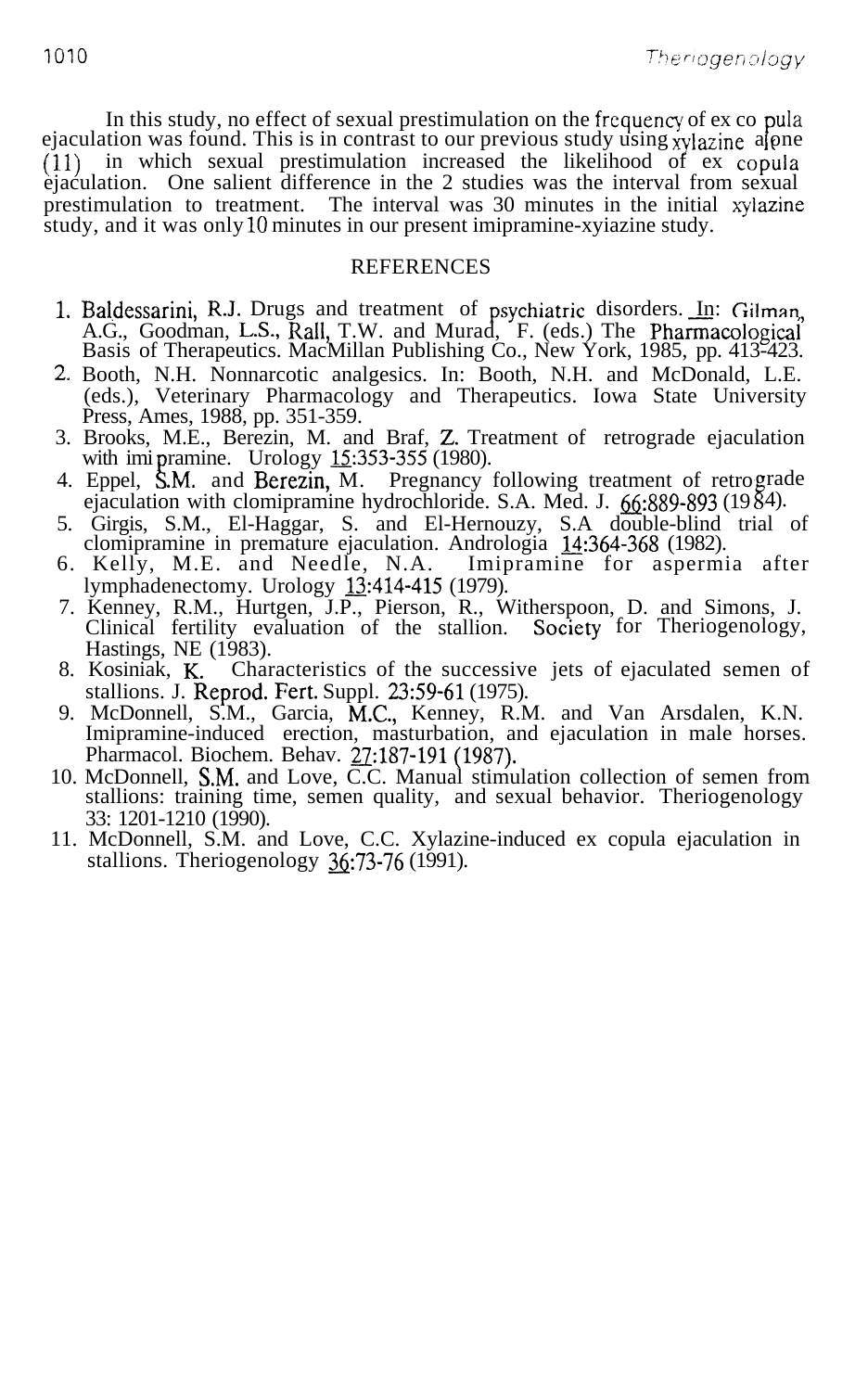In this study, no effect of sexual prestimulation on the frequency of ex copula ejaculation was found. This is in contrast to our previous study using xylazine alone (11) in which sexual prestimulation increased the likelihood of ex copula ejaculation. One salient difference in the 2 studies was the interval from sexual prestimulation to treatment. The interval was 30 minutes in the initial xylazine study, and it was only 10 minutes in our present imipramine-xylazine study.

## REFERENCES

1. Baldessarini, R.J. Drugs and treatment of psychiatric disorders. In: Gilman, A.G., Goodman, L.S., Rall, T.W. and Murad, F. (eds.) The Pharmacological Basis of Therapeutics. MacMillan Publishing Co., New York, 1985, pp. 413-423.
2. Booth, N.H. Nonnarcotic analgesics. In: Booth, N.H. and McDonald, L.E. (eds.), Veterinary Pharmacology and Therapeutics. Iowa State University Press, Ames, 1988, pp. 351-359.
3. Brooks, M.E., Berezin, M. and Braf, Z. Treatment of retrograde ejaculation with imipramine. Urology 15:353-355 (1980).
4. Eppel, S.M. and Berezin, M. Pregnancy following treatment of retrograde ejaculation with clomipramine hydrochloride. S.A. Med. J. 66:889-893 (1984).
5. Girgis, S.M., El-Haggar, S. and El-Hernouzy, S.A double-blind trial of clomipramine in premature ejaculation. Andrologia 14:364-368 (1982).
6. Kelly, M.E. and Needle, N.A. Imipramine for aspermia after lymphadenectomy. Urology 13:414-415 (1979).
7. Kenney, R.M., Hurtgen, J.P., Pierson, R., Witherspoon, D. and Simons, J. Clinical fertility evaluation of the stallion. Society for Theriogenology, Hastings, NE (1983).
8. Kosiniak, K. Characteristics of the successive jets of ejaculated semen of stallions. J. Reprod. Fert. Suppl. 23:59-61 (1975).
9. McDonnell, S.M., Garcia, M.C., Kenney, R.M. and Van Arsdalen, K.N. Imipramine-induced erection, masturbation, and ejaculation in male horses. Pharmacol. Biochem. Behav. 27:187-191 (1987).
10. McDonnell, S.M. and Love, C.C. Manual stimulation collection of semen from stallions: training time, semen quality, and sexual behavior. Theriogenology 33: 1201-1210 (1990).
11. McDonnell, S.M. and Love, C.C. Xylazine-induced ex copula ejaculation in stallions. Theriogenology 36:73-76 (1991).